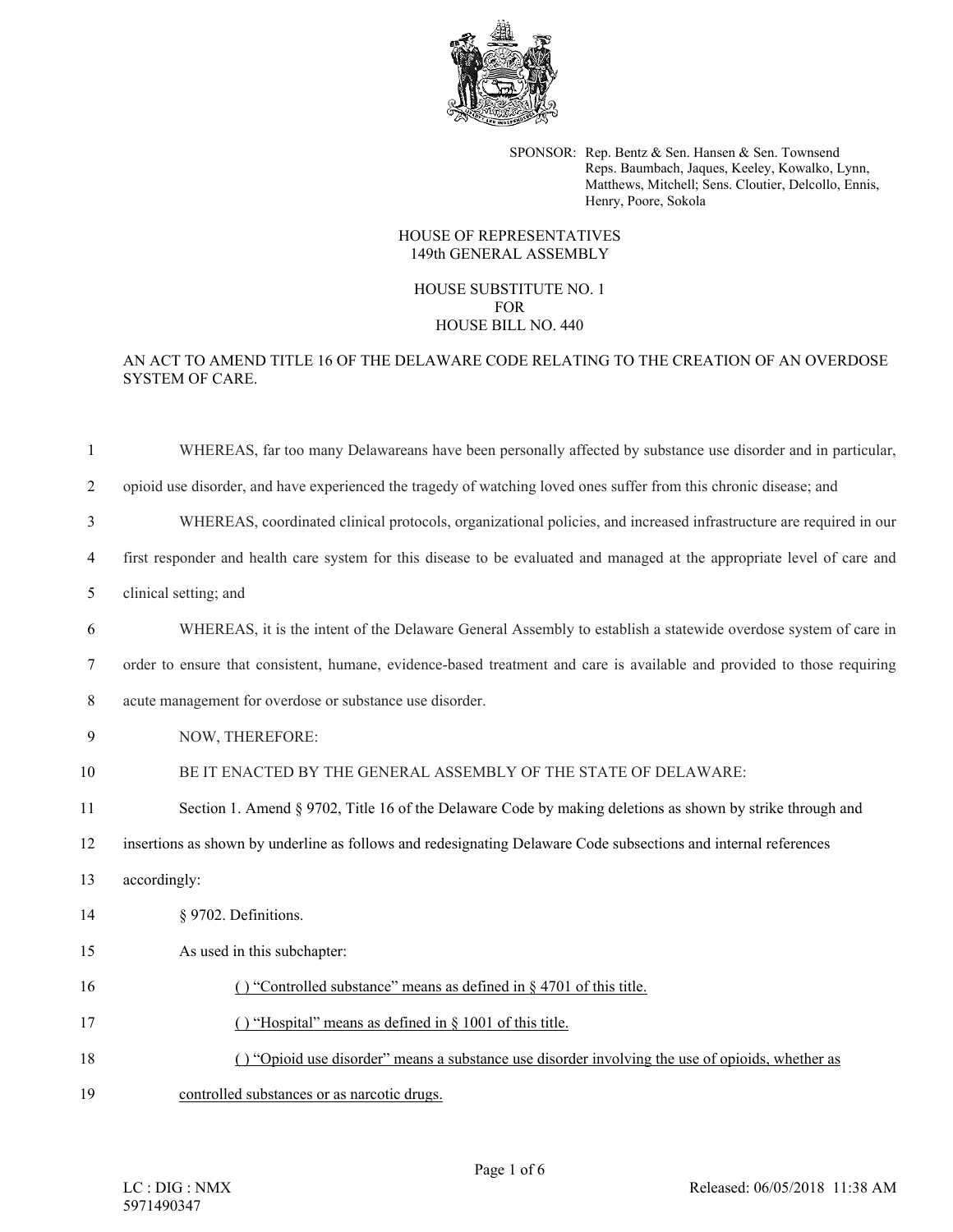SPONSOR: Rep. Bentz & Sen. Hansen & Sen. Townsend
Reps. Baumbach, Jaques, Keeley, Kowalko, Lynn, Matthews, Mitchell; Sens. Cloutier, Delcollo, Ennis, Henry, Poore, Sokola

HOUSE OF REPRESENTATIVES
149th GENERAL ASSEMBLY

HOUSE SUBSTITUTE NO. 1
FOR
HOUSE BILL NO. 440

AN ACT TO AMEND TITLE 16 OF THE DELAWARE CODE RELATING TO THE CREATION OF AN OVERDOSE SYSTEM OF CARE.

1 WHEREAS, far too many Delawareans have been personally affected by substance use disorder and in particular,
2 opioid use disorder, and have experienced the tragedy of watching loved ones suffer from this chronic disease; and

3 WHEREAS, coordinated clinical protocols, organizational policies, and increased infrastructure are required in our
4 first responder and health care system for this disease to be evaluated and managed at the appropriate level of care and
5 clinical setting; and

6 WHEREAS, it is the intent of the Delaware General Assembly to establish a statewide overdose system of care in
7 order to ensure that consistent, humane, evidence-based treatment and care is available and provided to those requiring
8 acute management for overdose or substance use disorder.

9 NOW, THEREFORE:

10 BE IT ENACTED BY THE GENERAL ASSEMBLY OF THE STATE OF DELAWARE:

11 Section 1. Amend § 9702, Title 16 of the Delaware Code by making deletions as shown by strike through and
12 insertions as shown by underline as follows and redesignating Delaware Code subsections and internal references
13 accordingly:

14 § 9702. Definitions.

15 As used in this subchapter:

16 <u>( ) "Controlled substance" means as defined in § 4701 of this title.</u>

17 <u>( ) "Hospital" means as defined in § 1001 of this title.</u>

18 <u>( ) "Opioid use disorder" means a substance use disorder involving the use of opioids, whether as</u>
19 <u>controlled substances or as narcotic drugs.</u>

LC : DIG : NMX
5971490347

Released: 06/05/2018 11:38 AM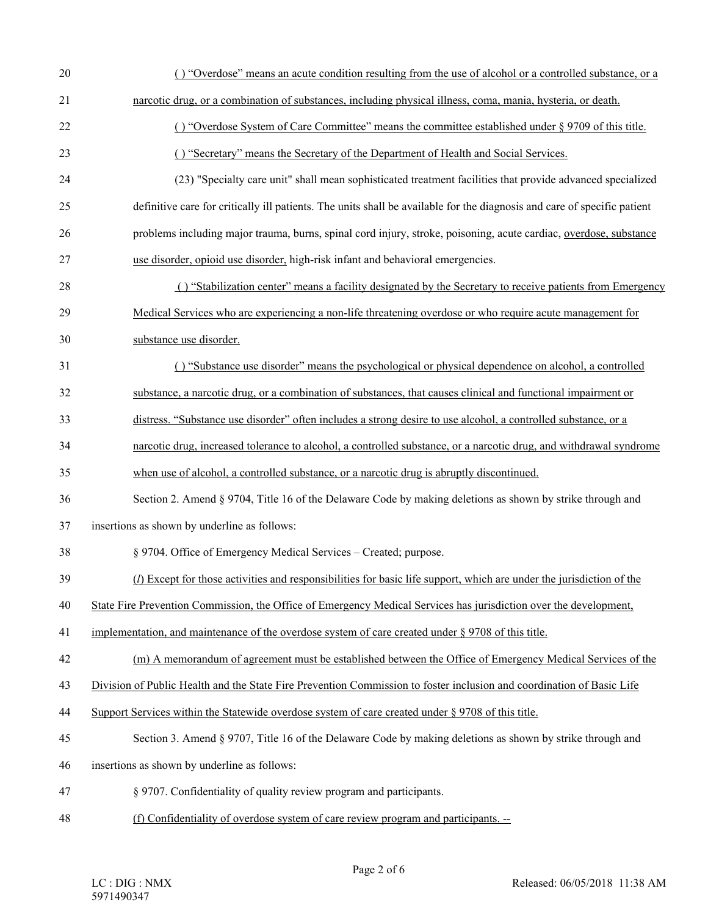( ) "Overdose" means an acute condition resulting from the use of alcohol or a controlled substance, or a narcotic drug, or a combination of substances, including physical illness, coma, mania, hysteria, or death.

( ) "Overdose System of Care Committee" means the committee established under § 9709 of this title.

( ) "Secretary" means the Secretary of the Department of Health and Social Services.

(23) "Specialty care unit" shall mean sophisticated treatment facilities that provide advanced specialized definitive care for critically ill patients. The units shall be available for the diagnosis and care of specific patient problems including major trauma, burns, spinal cord injury, stroke, poisoning, acute cardiac, overdose, substance use disorder, opioid use disorder, high-risk infant and behavioral emergencies.

( ) "Stabilization center" means a facility designated by the Secretary to receive patients from Emergency Medical Services who are experiencing a non-life threatening overdose or who require acute management for substance use disorder.

( ) "Substance use disorder" means the psychological or physical dependence on alcohol, a controlled substance, a narcotic drug, or a combination of substances, that causes clinical and functional impairment or distress. "Substance use disorder" often includes a strong desire to use alcohol, a controlled substance, or a narcotic drug, increased tolerance to alcohol, a controlled substance, or a narcotic drug, and withdrawal syndrome when use of alcohol, a controlled substance, or a narcotic drug is abruptly discontinued.

Section 2. Amend § 9704, Title 16 of the Delaware Code by making deletions as shown by strike through and insertions as shown by underline as follows:

§ 9704. Office of Emergency Medical Services – Created; purpose.

(*l*) Except for those activities and responsibilities for basic life support, which are under the jurisdiction of the State Fire Prevention Commission, the Office of Emergency Medical Services has jurisdiction over the development, implementation, and maintenance of the overdose system of care created under § 9708 of this title.

(m) A memorandum of agreement must be established between the Office of Emergency Medical Services of the Division of Public Health and the State Fire Prevention Commission to foster inclusion and coordination of Basic Life Support Services within the Statewide overdose system of care created under § 9708 of this title.

Section 3. Amend § 9707, Title 16 of the Delaware Code by making deletions as shown by strike through and insertions as shown by underline as follows:

§ 9707. Confidentiality of quality review program and participants.

(f) Confidentiality of overdose system of care review program and participants. --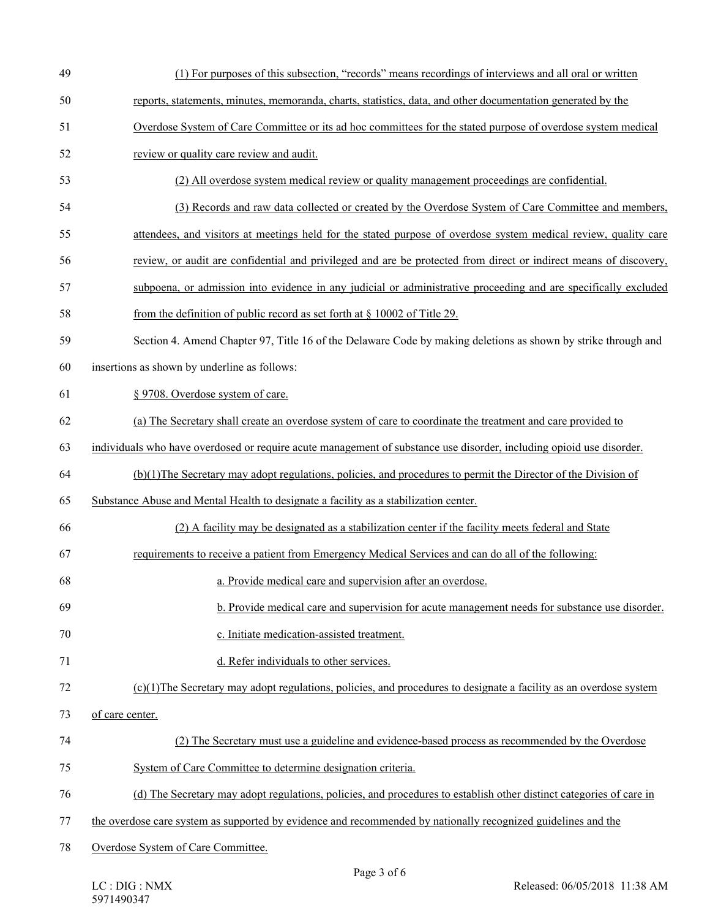(1) For purposes of this subsection, "records" means recordings of interviews and all oral or written reports, statements, minutes, memoranda, charts, statistics, data, and other documentation generated by the Overdose System of Care Committee or its ad hoc committees for the stated purpose of overdose system medical review or quality care review and audit.

(2) All overdose system medical review or quality management proceedings are confidential.

(3) Records and raw data collected or created by the Overdose System of Care Committee and members, attendees, and visitors at meetings held for the stated purpose of overdose system medical review, quality care review, or audit are confidential and privileged and are be protected from direct or indirect means of discovery, subpoena, or admission into evidence in any judicial or administrative proceeding and are specifically excluded from the definition of public record as set forth at § 10002 of Title 29.

Section 4. Amend Chapter 97, Title 16 of the Delaware Code by making deletions as shown by strike through and insertions as shown by underline as follows:

§ 9708. Overdose system of care.

(a) The Secretary shall create an overdose system of care to coordinate the treatment and care provided to individuals who have overdosed or require acute management of substance use disorder, including opioid use disorder.

(b)(1)The Secretary may adopt regulations, policies, and procedures to permit the Director of the Division of Substance Abuse and Mental Health to designate a facility as a stabilization center.

(2) A facility may be designated as a stabilization center if the facility meets federal and State requirements to receive a patient from Emergency Medical Services and can do all of the following:

a. Provide medical care and supervision after an overdose.

b. Provide medical care and supervision for acute management needs for substance use disorder.

c. Initiate medication-assisted treatment.

d. Refer individuals to other services.

(c)(1)The Secretary may adopt regulations, policies, and procedures to designate a facility as an overdose system of care center.

(2) The Secretary must use a guideline and evidence-based process as recommended by the Overdose System of Care Committee to determine designation criteria.

(d) The Secretary may adopt regulations, policies, and procedures to establish other distinct categories of care in the overdose care system as supported by evidence and recommended by nationally recognized guidelines and the Overdose System of Care Committee.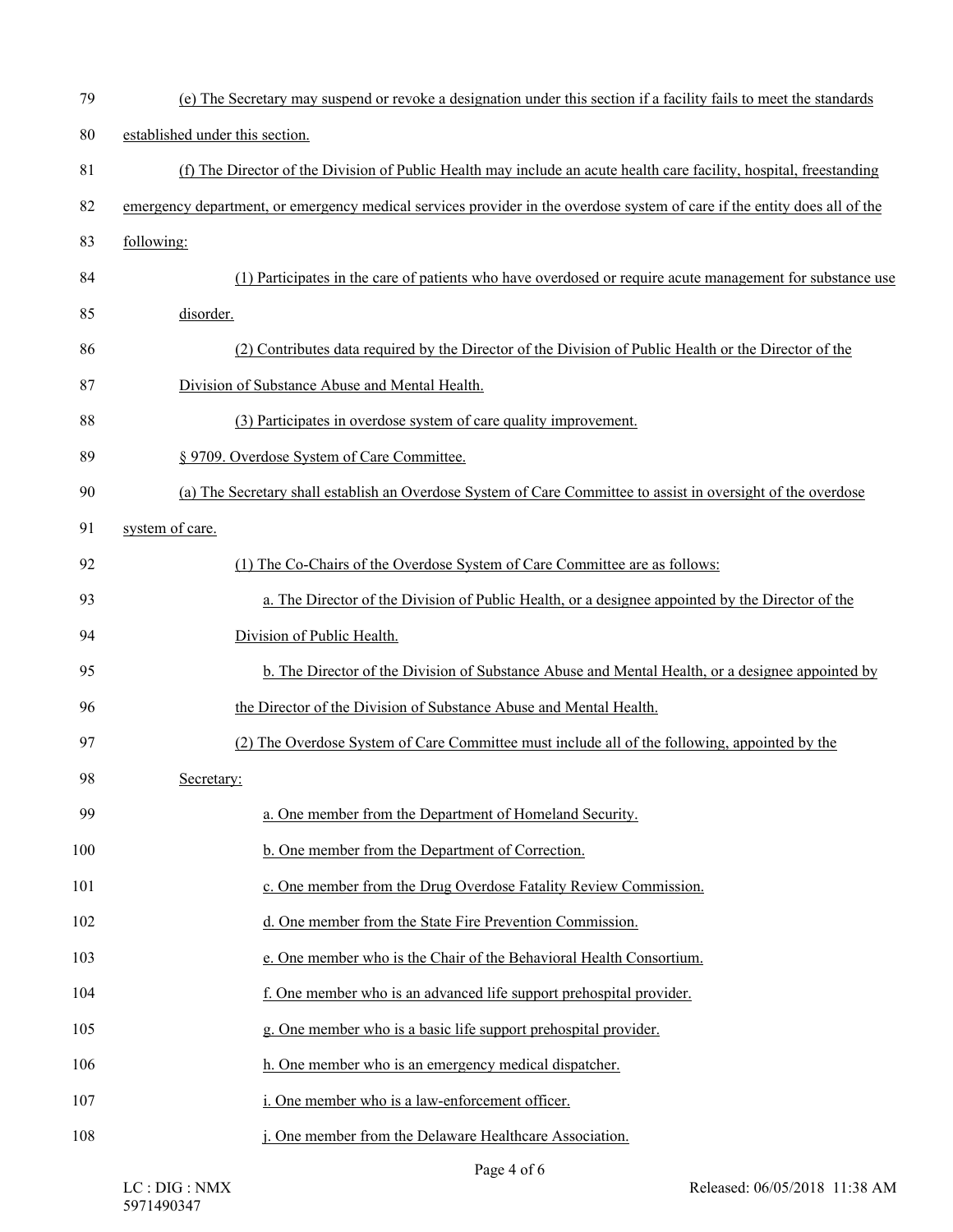(e) The Secretary may suspend or revoke a designation under this section if a facility fails to meet the standards established under this section.

(f) The Director of the Division of Public Health may include an acute health care facility, hospital, freestanding emergency department, or emergency medical services provider in the overdose system of care if the entity does all of the following:

(1) Participates in the care of patients who have overdosed or require acute management for substance use disorder.

(2) Contributes data required by the Director of the Division of Public Health or the Director of the Division of Substance Abuse and Mental Health.

(3) Participates in overdose system of care quality improvement.

§ 9709. Overdose System of Care Committee.

(a) The Secretary shall establish an Overdose System of Care Committee to assist in oversight of the overdose system of care.

(1) The Co-Chairs of the Overdose System of Care Committee are as follows:

a. The Director of the Division of Public Health, or a designee appointed by the Director of the Division of Public Health.

b. The Director of the Division of Substance Abuse and Mental Health, or a designee appointed by the Director of the Division of Substance Abuse and Mental Health.

(2) The Overdose System of Care Committee must include all of the following, appointed by the Secretary:

a. One member from the Department of Homeland Security.

b. One member from the Department of Correction.

c. One member from the Drug Overdose Fatality Review Commission.

d. One member from the State Fire Prevention Commission.

e. One member who is the Chair of the Behavioral Health Consortium.

f. One member who is an advanced life support prehospital provider.

g. One member who is a basic life support prehospital provider.

h. One member who is an emergency medical dispatcher.

i. One member who is a law-enforcement officer.

j. One member from the Delaware Healthcare Association.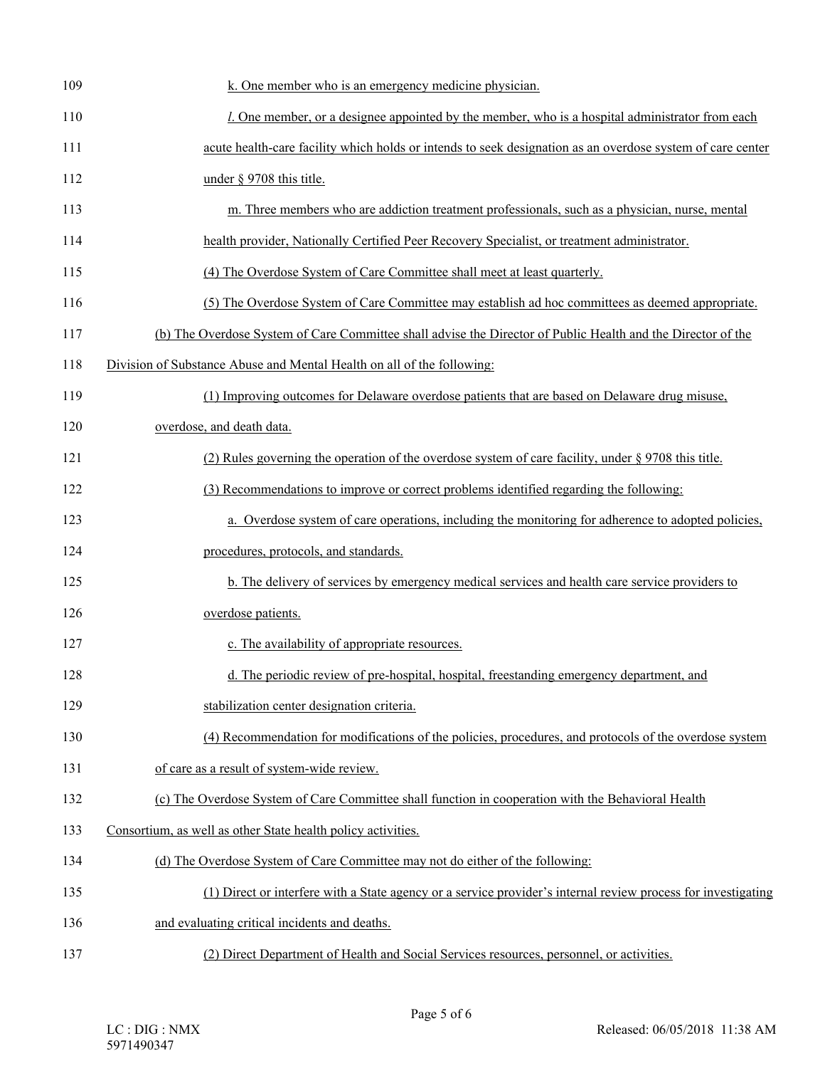k. One member who is an emergency medicine physician.

*l*. One member, or a designee appointed by the member, who is a hospital administrator from each acute health-care facility which holds or intends to seek designation as an overdose system of care center under § 9708 this title.

m. Three members who are addiction treatment professionals, such as a physician, nurse, mental health provider, Nationally Certified Peer Recovery Specialist, or treatment administrator.

(4) The Overdose System of Care Committee shall meet at least quarterly.

(5) The Overdose System of Care Committee may establish ad hoc committees as deemed appropriate.

(b) The Overdose System of Care Committee shall advise the Director of Public Health and the Director of the Division of Substance Abuse and Mental Health on all of the following:

(1) Improving outcomes for Delaware overdose patients that are based on Delaware drug misuse, overdose, and death data.

(2) Rules governing the operation of the overdose system of care facility, under § 9708 this title.

(3) Recommendations to improve or correct problems identified regarding the following:

a. Overdose system of care operations, including the monitoring for adherence to adopted policies, procedures, protocols, and standards.

b. The delivery of services by emergency medical services and health care service providers to overdose patients.

c. The availability of appropriate resources.

d. The periodic review of pre-hospital, hospital, freestanding emergency department, and stabilization center designation criteria.

(4) Recommendation for modifications of the policies, procedures, and protocols of the overdose system of care as a result of system-wide review.

(c) The Overdose System of Care Committee shall function in cooperation with the Behavioral Health Consortium, as well as other State health policy activities.

(d) The Overdose System of Care Committee may not do either of the following:

(1) Direct or interfere with a State agency or a service provider's internal review process for investigating and evaluating critical incidents and deaths.

(2) Direct Department of Health and Social Services resources, personnel, or activities.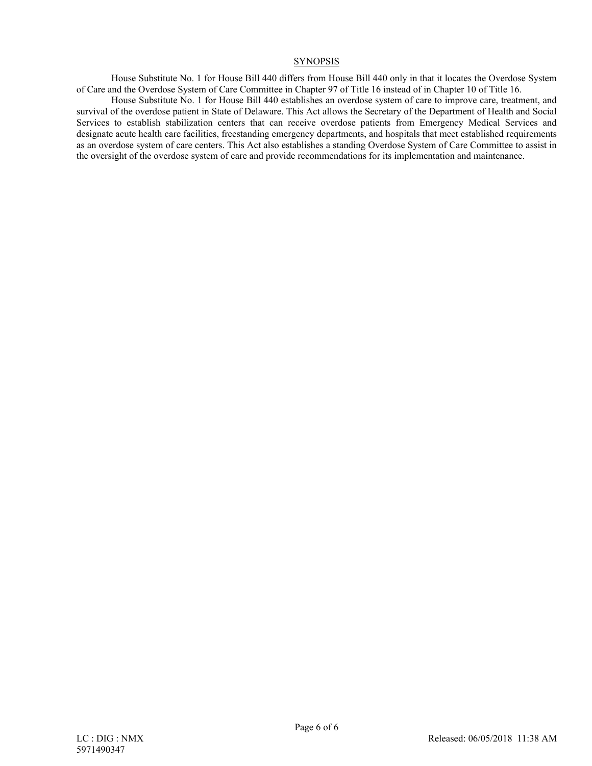## SYNOPSIS

House Substitute No. 1 for House Bill 440 differs from House Bill 440 only in that it locates the Overdose System of Care and the Overdose System of Care Committee in Chapter 97 of Title 16 instead of in Chapter 10 of Title 16.

House Substitute No. 1 for House Bill 440 establishes an overdose system of care to improve care, treatment, and survival of the overdose patient in State of Delaware. This Act allows the Secretary of the Department of Health and Social Services to establish stabilization centers that can receive overdose patients from Emergency Medical Services and designate acute health care facilities, freestanding emergency departments, and hospitals that meet established requirements as an overdose system of care centers. This Act also establishes a standing Overdose System of Care Committee to assist in the oversight of the overdose system of care and provide recommendations for its implementation and maintenance.

LC : DIG : NMX
5971490347

Released: 06/05/2018 11:38 AM